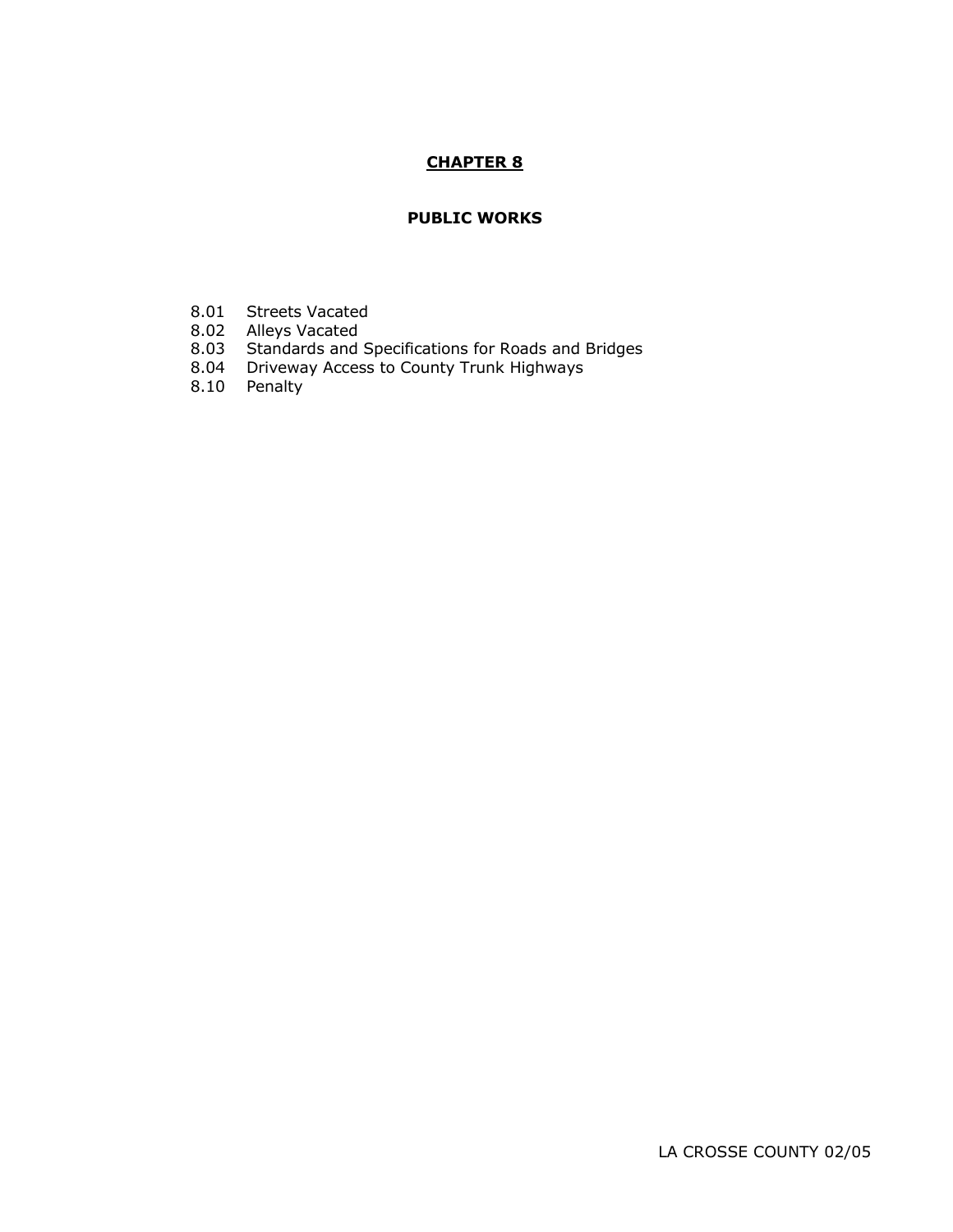# CHAPTER 8

## PUBLIC WORKS

8.01 Streets Vacated
8.02 Alleys Vacated
8.03 Standards and Specifications for Roads and Bridges
8.04 Driveway Access to County Trunk Highways
8.10 Penalty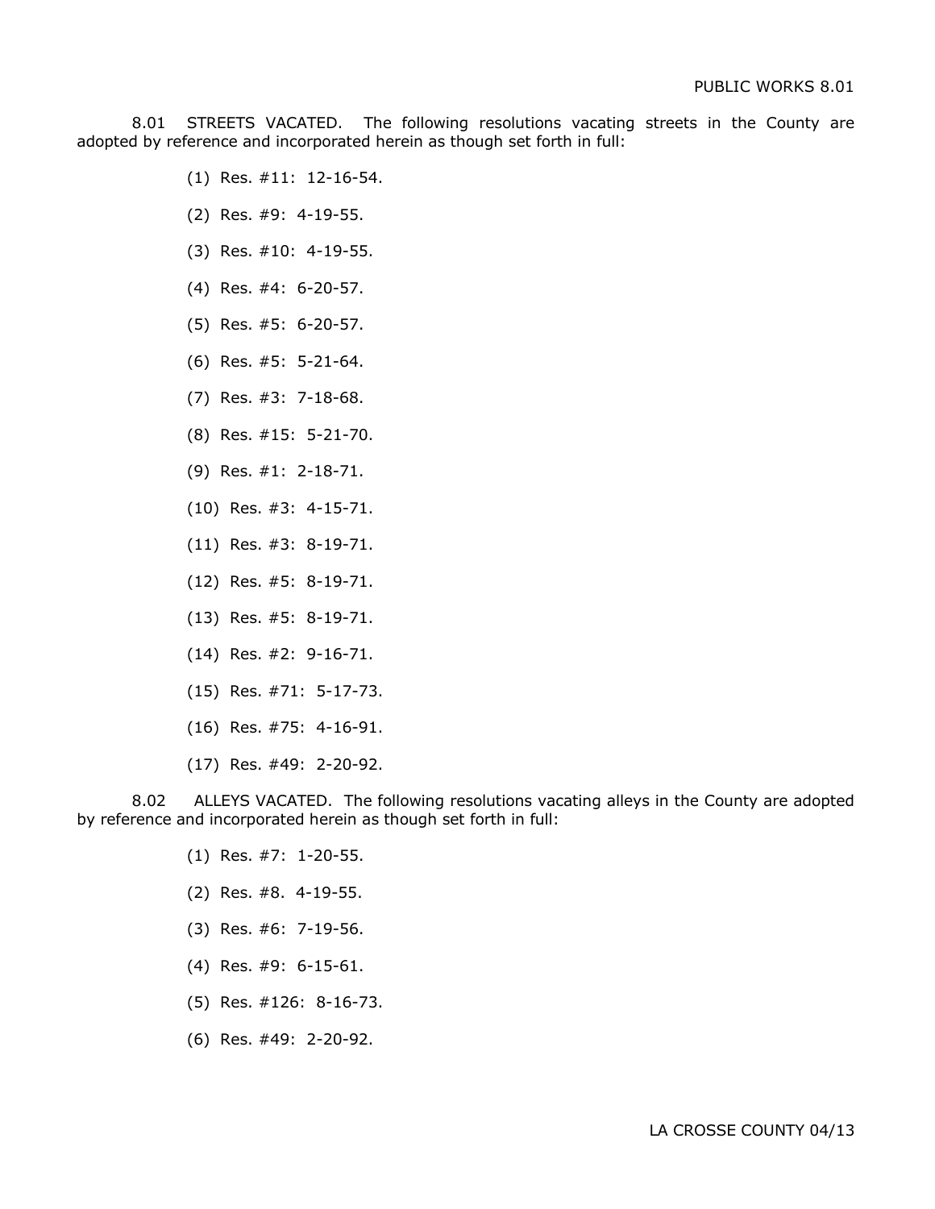8.01 STREETS VACATED. The following resolutions vacating streets in the County are adopted by reference and incorporated herein as though set forth in full:

(1) Res. #11: 12-16-54.

(2) Res. #9: 4-19-55.

(3) Res. #10: 4-19-55.

(4) Res. #4: 6-20-57.

(5) Res. #5: 6-20-57.

(6) Res. #5: 5-21-64.

(7) Res. #3: 7-18-68.

(8) Res. #15: 5-21-70.

(9) Res. #1: 2-18-71.

(10) Res. #3: 4-15-71.

(11) Res. #3: 8-19-71.

(12) Res. #5: 8-19-71.

(13) Res. #5: 8-19-71.

(14) Res. #2: 9-16-71.

(15) Res. #71: 5-17-73.

(16) Res. #75: 4-16-91.

(17) Res. #49: 2-20-92.

8.02 ALLEYS VACATED. The following resolutions vacating alleys in the County are adopted by reference and incorporated herein as though set forth in full:

(1) Res. #7: 1-20-55.

(2) Res. #8. 4-19-55.

(3) Res. #6: 7-19-56.

(4) Res. #9: 6-15-61.

(5) Res. #126: 8-16-73.

(6) Res. #49: 2-20-92.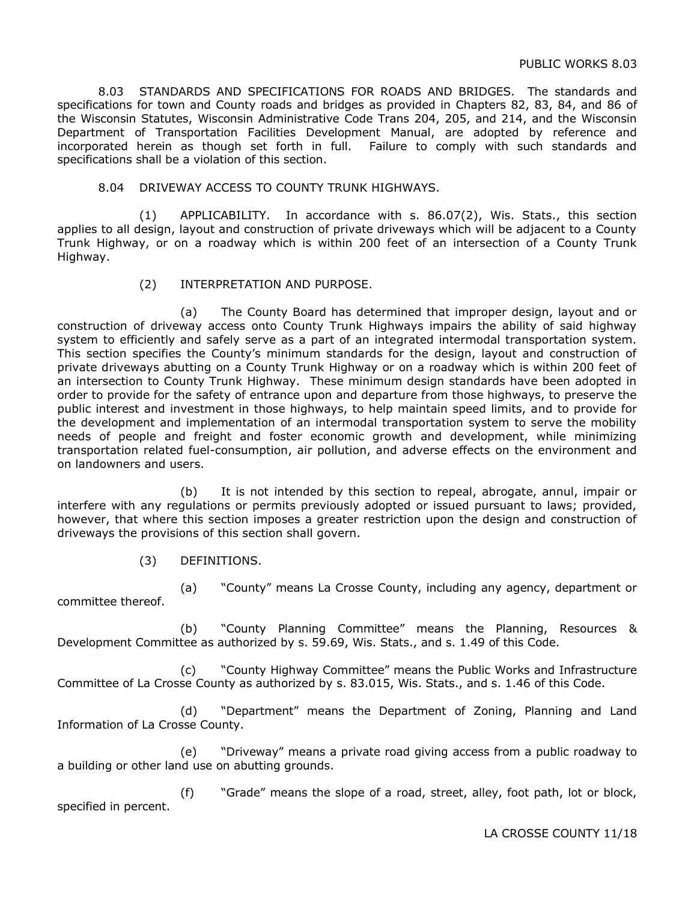8.03 STANDARDS AND SPECIFICATIONS FOR ROADS AND BRIDGES. The standards and specifications for town and County roads and bridges as provided in Chapters 82, 83, 84, and 86 of the Wisconsin Statutes, Wisconsin Administrative Code Trans 204, 205, and 214, and the Wisconsin Department of Transportation Facilities Development Manual, are adopted by reference and incorporated herein as though set forth in full. Failure to comply with such standards and specifications shall be a violation of this section.

8.04 DRIVEWAY ACCESS TO COUNTY TRUNK HIGHWAYS.

(1) APPLICABILITY. In accordance with s. 86.07(2), Wis. Stats., this section applies to all design, layout and construction of private driveways which will be adjacent to a County Trunk Highway, or on a roadway which is within 200 feet of an intersection of a County Trunk Highway.

(2) INTERPRETATION AND PURPOSE.

(a) The County Board has determined that improper design, layout and or construction of driveway access onto County Trunk Highways impairs the ability of said highway system to efficiently and safely serve as a part of an integrated intermodal transportation system. This section specifies the County's minimum standards for the design, layout and construction of private driveways abutting on a County Trunk Highway or on a roadway which is within 200 feet of an intersection to County Trunk Highway. These minimum design standards have been adopted in order to provide for the safety of entrance upon and departure from those highways, to preserve the public interest and investment in those highways, to help maintain speed limits, and to provide for the development and implementation of an intermodal transportation system to serve the mobility needs of people and freight and foster economic growth and development, while minimizing transportation related fuel-consumption, air pollution, and adverse effects on the environment and on landowners and users.

(b) It is not intended by this section to repeal, abrogate, annul, impair or interfere with any regulations or permits previously adopted or issued pursuant to laws; provided, however, that where this section imposes a greater restriction upon the design and construction of driveways the provisions of this section shall govern.

(3) DEFINITIONS.

(a) "County" means La Crosse County, including any agency, department or committee thereof.

(b) "County Planning Committee" means the Planning, Resources & Development Committee as authorized by s. 59.69, Wis. Stats., and s. 1.49 of this Code.

(c) "County Highway Committee" means the Public Works and Infrastructure Committee of La Crosse County as authorized by s. 83.015, Wis. Stats., and s. 1.46 of this Code.

(d) "Department" means the Department of Zoning, Planning and Land Information of La Crosse County.

(e) "Driveway" means a private road giving access from a public roadway to a building or other land use on abutting grounds.

(f) "Grade" means the slope of a road, street, alley, foot path, lot or block, specified in percent.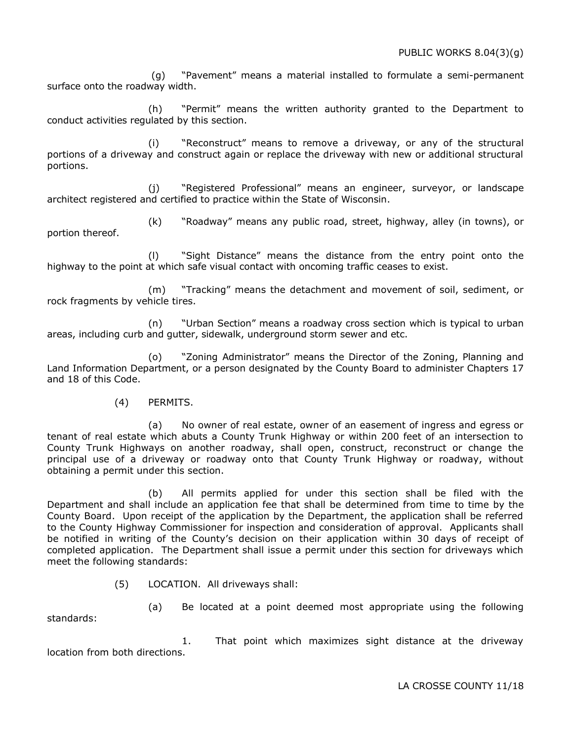(g) "Pavement" means a material installed to formulate a semi-permanent surface onto the roadway width.

(h) "Permit" means the written authority granted to the Department to conduct activities regulated by this section.

(i) "Reconstruct" means to remove a driveway, or any of the structural portions of a driveway and construct again or replace the driveway with new or additional structural portions.

(j) "Registered Professional" means an engineer, surveyor, or landscape architect registered and certified to practice within the State of Wisconsin.

(k) "Roadway" means any public road, street, highway, alley (in towns), or portion thereof.

(l) "Sight Distance" means the distance from the entry point onto the highway to the point at which safe visual contact with oncoming traffic ceases to exist.

(m) "Tracking" means the detachment and movement of soil, sediment, or rock fragments by vehicle tires.

(n) "Urban Section" means a roadway cross section which is typical to urban areas, including curb and gutter, sidewalk, underground storm sewer and etc.

(o) "Zoning Administrator" means the Director of the Zoning, Planning and Land Information Department, or a person designated by the County Board to administer Chapters 17 and 18 of this Code.

(4) PERMITS.

(a) No owner of real estate, owner of an easement of ingress and egress or tenant of real estate which abuts a County Trunk Highway or within 200 feet of an intersection to County Trunk Highways on another roadway, shall open, construct, reconstruct or change the principal use of a driveway or roadway onto that County Trunk Highway or roadway, without obtaining a permit under this section.

(b) All permits applied for under this section shall be filed with the Department and shall include an application fee that shall be determined from time to time by the County Board. Upon receipt of the application by the Department, the application shall be referred to the County Highway Commissioner for inspection and consideration of approval. Applicants shall be notified in writing of the County's decision on their application within 30 days of receipt of completed application. The Department shall issue a permit under this section for driveways which meet the following standards:

(5) LOCATION. All driveways shall:

(a) Be located at a point deemed most appropriate using the following standards:

1. That point which maximizes sight distance at the driveway location from both directions.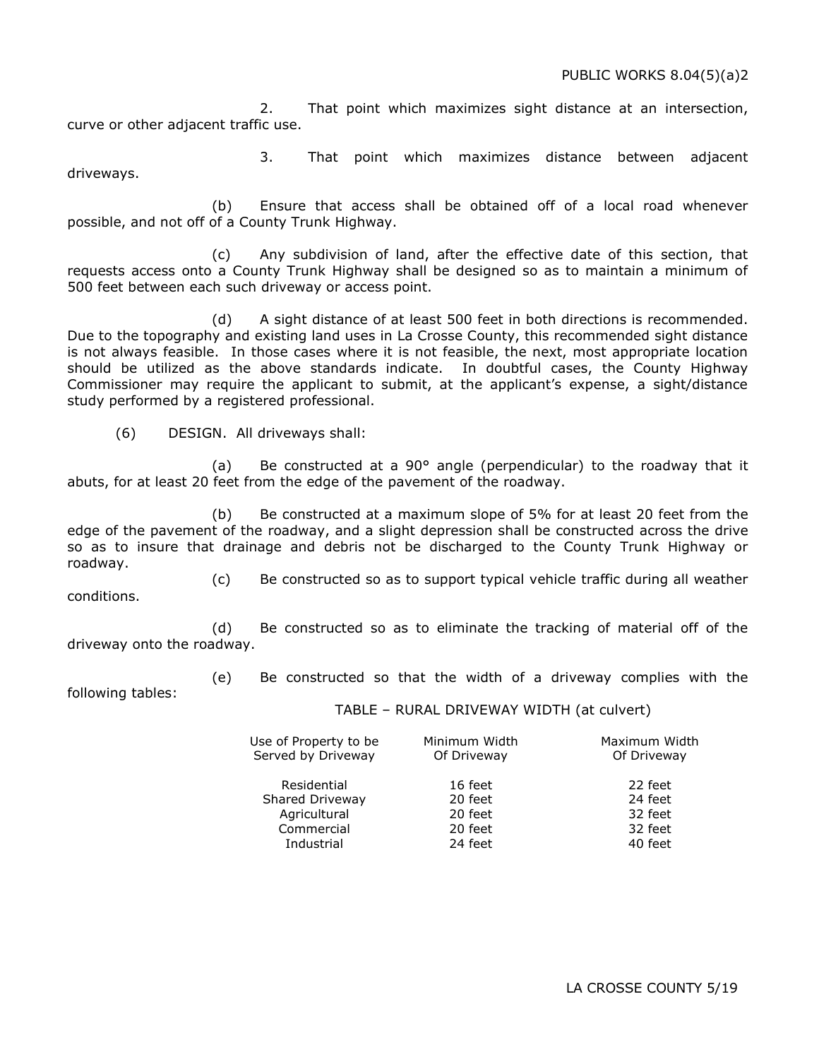2. That point which maximizes sight distance at an intersection, curve or other adjacent traffic use.

3. That point which maximizes distance between adjacent driveways.

(b) Ensure that access shall be obtained off of a local road whenever possible, and not off of a County Trunk Highway.

(c) Any subdivision of land, after the effective date of this section, that requests access onto a County Trunk Highway shall be designed so as to maintain a minimum of 500 feet between each such driveway or access point.

(d) A sight distance of at least 500 feet in both directions is recommended. Due to the topography and existing land uses in La Crosse County, this recommended sight distance is not always feasible. In those cases where it is not feasible, the next, most appropriate location should be utilized as the above standards indicate. In doubtful cases, the County Highway Commissioner may require the applicant to submit, at the applicant's expense, a sight/distance study performed by a registered professional.

(6) DESIGN. All driveways shall:

(a) Be constructed at a 90° angle (perpendicular) to the roadway that it abuts, for at least 20 feet from the edge of the pavement of the roadway.

(b) Be constructed at a maximum slope of 5% for at least 20 feet from the edge of the pavement of the roadway, and a slight depression shall be constructed across the drive so as to insure that drainage and debris not be discharged to the County Trunk Highway or roadway.

(c) Be constructed so as to support typical vehicle traffic during all weather conditions.

(d) Be constructed so as to eliminate the tracking of material off of the driveway onto the roadway.

(e) Be constructed so that the width of a driveway complies with the following tables:

TABLE – RURAL DRIVEWAY WIDTH (at culvert)

| Use of Property to be Served by Driveway | Minimum Width Of Driveway | Maximum Width Of Driveway |
|---|---|---|
| Residential | 16 feet | 22 feet |
| Shared Driveway | 20 feet | 24 feet |
| Agricultural | 20 feet | 32 feet |
| Commercial | 20 feet | 32 feet |
| Industrial | 24 feet | 40 feet |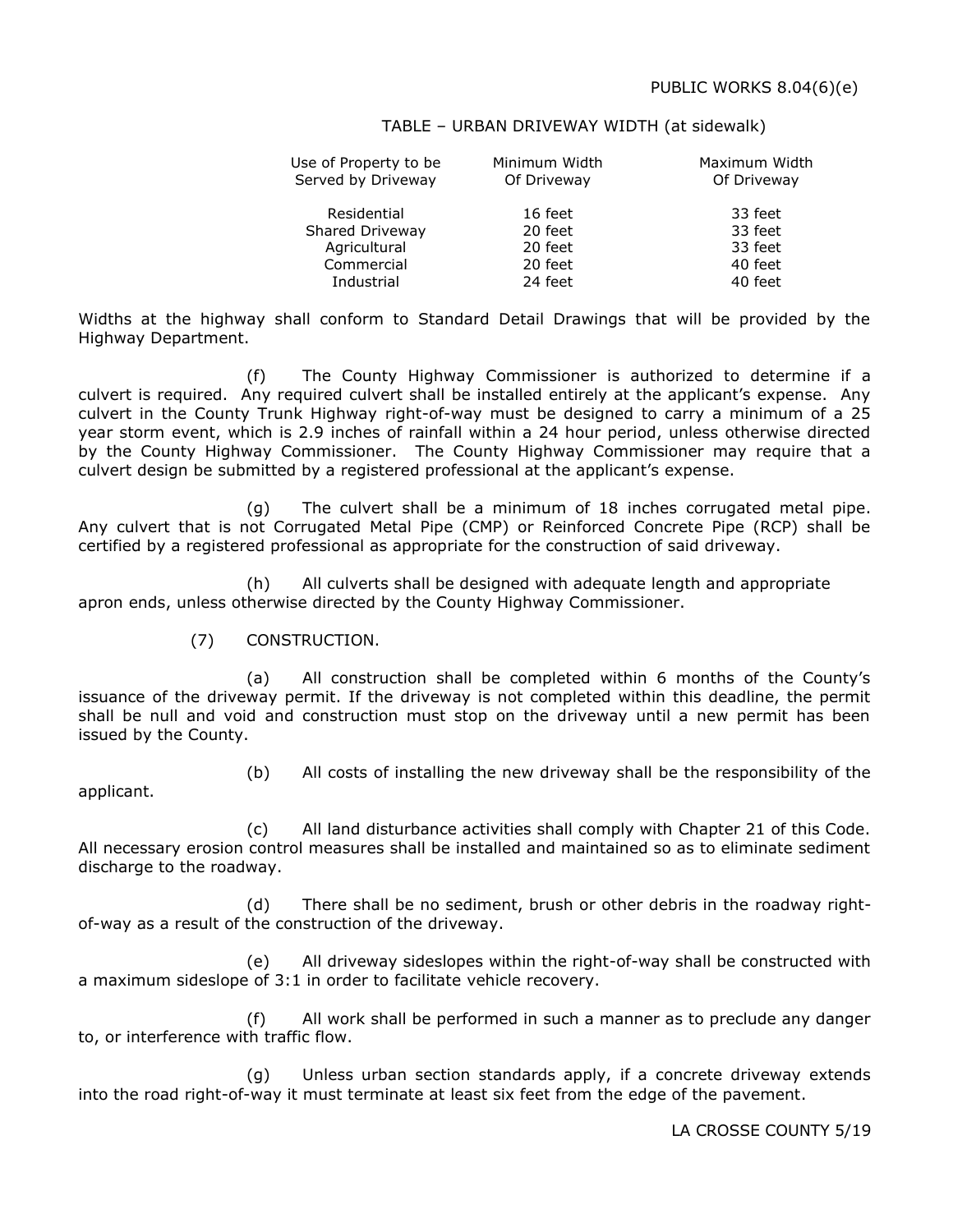TABLE – URBAN DRIVEWAY WIDTH (at sidewalk)

| Use of Property to be Served by Driveway | Minimum Width Of Driveway | Maximum Width Of Driveway |
|---|---|---|
| Residential | 16 feet | 33 feet |
| Shared Driveway | 20 feet | 33 feet |
| Agricultural | 20 feet | 33 feet |
| Commercial | 20 feet | 40 feet |
| Industrial | 24 feet | 40 feet |

Widths at the highway shall conform to Standard Detail Drawings that will be provided by the Highway Department.

(f) The County Highway Commissioner is authorized to determine if a culvert is required. Any required culvert shall be installed entirely at the applicant's expense. Any culvert in the County Trunk Highway right-of-way must be designed to carry a minimum of a 25 year storm event, which is 2.9 inches of rainfall within a 24 hour period, unless otherwise directed by the County Highway Commissioner. The County Highway Commissioner may require that a culvert design be submitted by a registered professional at the applicant's expense.

(g) The culvert shall be a minimum of 18 inches corrugated metal pipe. Any culvert that is not Corrugated Metal Pipe (CMP) or Reinforced Concrete Pipe (RCP) shall be certified by a registered professional as appropriate for the construction of said driveway.

(h) All culverts shall be designed with adequate length and appropriate apron ends, unless otherwise directed by the County Highway Commissioner.

(7) CONSTRUCTION.

(a) All construction shall be completed within 6 months of the County's issuance of the driveway permit. If the driveway is not completed within this deadline, the permit shall be null and void and construction must stop on the driveway until a new permit has been issued by the County.

(b) All costs of installing the new driveway shall be the responsibility of the applicant.

(c) All land disturbance activities shall comply with Chapter 21 of this Code. All necessary erosion control measures shall be installed and maintained so as to eliminate sediment discharge to the roadway.

(d) There shall be no sediment, brush or other debris in the roadway right-of-way as a result of the construction of the driveway.

(e) All driveway sideslopes within the right-of-way shall be constructed with a maximum sideslope of 3:1 in order to facilitate vehicle recovery.

(f) All work shall be performed in such a manner as to preclude any danger to, or interference with traffic flow.

(g) Unless urban section standards apply, if a concrete driveway extends into the road right-of-way it must terminate at least six feet from the edge of the pavement.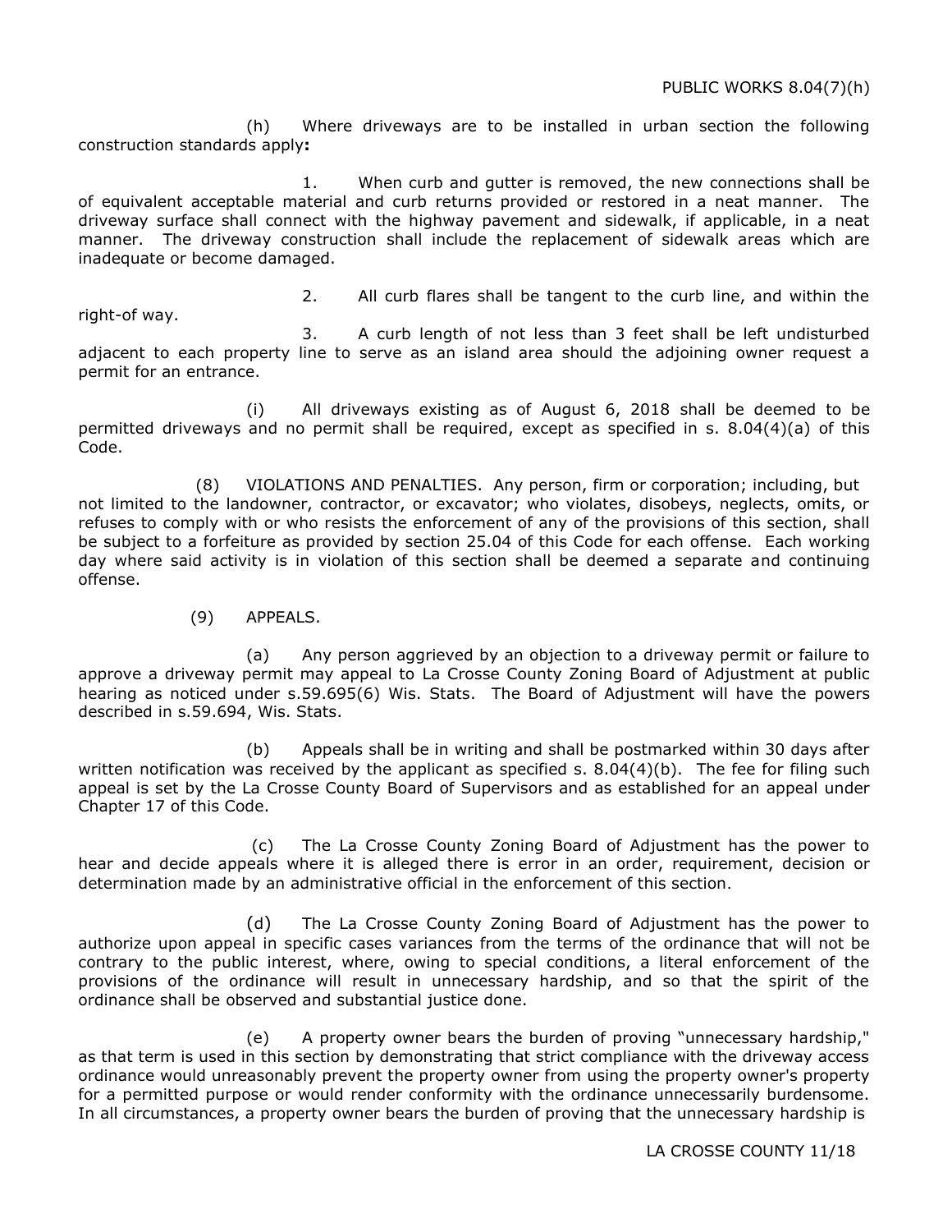(h) Where driveways are to be installed in urban section the following construction standards apply**:**

1. When curb and gutter is removed, the new connections shall be of equivalent acceptable material and curb returns provided or restored in a neat manner. The driveway surface shall connect with the highway pavement and sidewalk, if applicable, in a neat manner. The driveway construction shall include the replacement of sidewalk areas which are inadequate or become damaged.

2. All curb flares shall be tangent to the curb line, and within the right-of way.

3. A curb length of not less than 3 feet shall be left undisturbed adjacent to each property line to serve as an island area should the adjoining owner request a permit for an entrance.

(i) All driveways existing as of August 6, 2018 shall be deemed to be permitted driveways and no permit shall be required, except as specified in s. 8.04(4)(a) of this Code.

(8) VIOLATIONS AND PENALTIES. Any person, firm or corporation; including, but not limited to the landowner, contractor, or excavator; who violates, disobeys, neglects, omits, or refuses to comply with or who resists the enforcement of any of the provisions of this section, shall be subject to a forfeiture as provided by section 25.04 of this Code for each offense. Each working day where said activity is in violation of this section shall be deemed a separate and continuing offense.

(9) APPEALS.

(a) Any person aggrieved by an objection to a driveway permit or failure to approve a driveway permit may appeal to La Crosse County Zoning Board of Adjustment at public hearing as noticed under s.59.695(6) Wis. Stats. The Board of Adjustment will have the powers described in s.59.694, Wis. Stats.

(b) Appeals shall be in writing and shall be postmarked within 30 days after written notification was received by the applicant as specified s. 8.04(4)(b). The fee for filing such appeal is set by the La Crosse County Board of Supervisors and as established for an appeal under Chapter 17 of this Code.

(c) The La Crosse County Zoning Board of Adjustment has the power to hear and decide appeals where it is alleged there is error in an order, requirement, decision or determination made by an administrative official in the enforcement of this section.

(d) The La Crosse County Zoning Board of Adjustment has the power to authorize upon appeal in specific cases variances from the terms of the ordinance that will not be contrary to the public interest, where, owing to special conditions, a literal enforcement of the provisions of the ordinance will result in unnecessary hardship, and so that the spirit of the ordinance shall be observed and substantial justice done.

(e) A property owner bears the burden of proving "unnecessary hardship," as that term is used in this section by demonstrating that strict compliance with the driveway access ordinance would unreasonably prevent the property owner from using the property owner's property for a permitted purpose or would render conformity with the ordinance unnecessarily burdensome. In all circumstances, a property owner bears the burden of proving that the unnecessary hardship is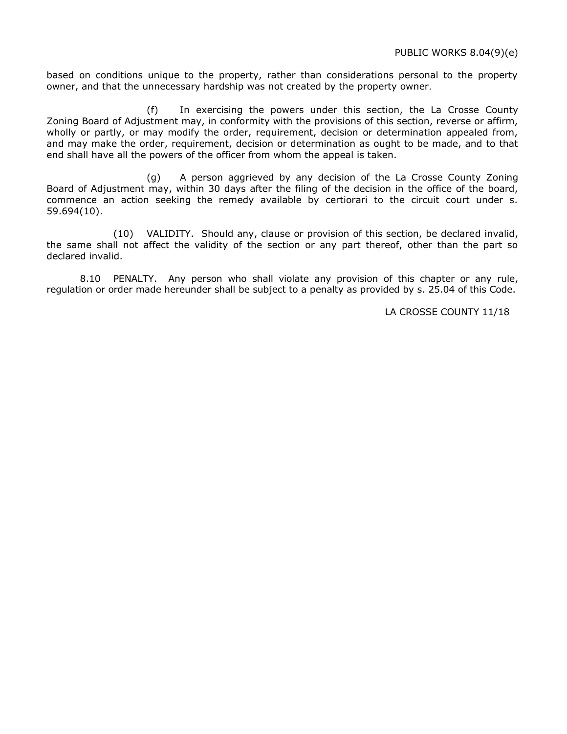based on conditions unique to the property, rather than considerations personal to the property owner, and that the unnecessary hardship was not created by the property owner.

(f) In exercising the powers under this section, the La Crosse County Zoning Board of Adjustment may, in conformity with the provisions of this section, reverse or affirm, wholly or partly, or may modify the order, requirement, decision or determination appealed from, and may make the order, requirement, decision or determination as ought to be made, and to that end shall have all the powers of the officer from whom the appeal is taken.

(g) A person aggrieved by any decision of the La Crosse County Zoning Board of Adjustment may, within 30 days after the filing of the decision in the office of the board, commence an action seeking the remedy available by certiorari to the circuit court under s. 59.694(10).

(10) VALIDITY. Should any, clause or provision of this section, be declared invalid, the same shall not affect the validity of the section or any part thereof, other than the part so declared invalid.

8.10 PENALTY. Any person who shall violate any provision of this chapter or any rule, regulation or order made hereunder shall be subject to a penalty as provided by s. 25.04 of this Code.